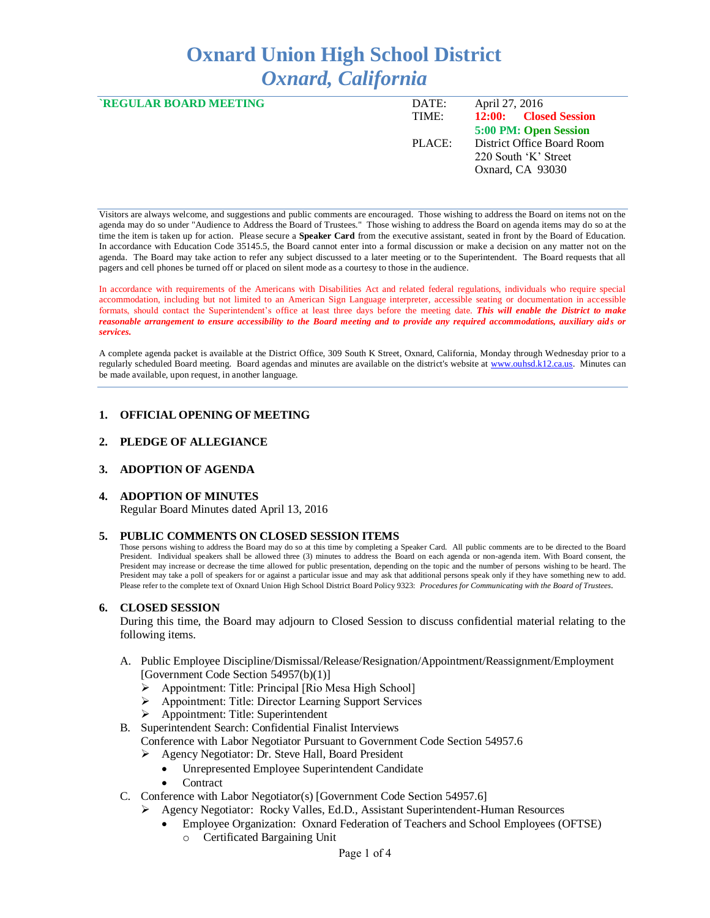# Oxnard Union High School District
## *Oxnard, California*

**`REGULAR BOARD MEETING**

| | |
|---|---|
| DATE: | April 27, 2016 |
| TIME: | **12:00: Closed Session** |
| | **5:00 PM: Open Session** |
| PLACE: | District Office Board Room |
| | 220 South 'K' Street |
| | Oxnard, CA 93030 |

Visitors are always welcome, and suggestions and public comments are encouraged. Those wishing to address the Board on items not on the agenda may do so under "Audience to Address the Board of Trustees." Those wishing to address the Board on agenda items may do so at the time the item is taken up for action. Please secure a **Speaker Card** from the executive assistant, seated in front by the Board of Education. In accordance with Education Code 35145.5, the Board cannot enter into a formal discussion or make a decision on any matter not on the agenda. The Board may take action to refer any subject discussed to a later meeting or to the Superintendent. The Board requests that all pagers and cell phones be turned off or placed on silent mode as a courtesy to those in the audience.

In accordance with requirements of the Americans with Disabilities Act and related federal regulations, individuals who require special accommodation, including but not limited to an American Sign Language interpreter, accessible seating or documentation in accessible formats, should contact the Superintendent's office at least three days before the meeting date. ***This will enable the District to make reasonable arrangement to ensure accessibility to the Board meeting and to provide any required accommodations, auxiliary aids or services.***

A complete agenda packet is available at the District Office, 309 South K Street, Oxnard, California, Monday through Wednesday prior to a regularly scheduled Board meeting. Board agendas and minutes are available on the district's website at www.ouhsd.k12.ca.us. Minutes can be made available, upon request, in another language.

1. **OFFICIAL OPENING OF MEETING**

2. **PLEDGE OF ALLEGIANCE**

3. **ADOPTION OF AGENDA**

4. **ADOPTION OF MINUTES**
   Regular Board Minutes dated April 13, 2016

5. **PUBLIC COMMENTS ON CLOSED SESSION ITEMS**
   Those persons wishing to address the Board may do so at this time by completing a Speaker Card. All public comments are to be directed to the Board President. Individual speakers shall be allowed three (3) minutes to address the Board on each agenda or non-agenda item. With Board consent, the President may increase or decrease the time allowed for public presentation, depending on the topic and the number of persons wishing to be heard. The President may take a poll of speakers for or against a particular issue and may ask that additional persons speak only if they have something new to add. Please refer to the complete text of Oxnard Union High School District Board Policy 9323: *Procedures for Communicating with the Board of Trustees*.

6. **CLOSED SESSION**
   During this time, the Board may adjourn to Closed Session to discuss confidential material relating to the following items.

   A. Public Employee Discipline/Dismissal/Release/Resignation/Appointment/Reassignment/Employment [Government Code Section 54957(b)(1)]
      - Appointment: Title: Principal [Rio Mesa High School]
      - Appointment: Title: Director Learning Support Services
      - Appointment: Title: Superintendent

   B. Superintendent Search: Confidential Finalist Interviews
      Conference with Labor Negotiator Pursuant to Government Code Section 54957.6
      - Agency Negotiator: Dr. Steve Hall, Board President
        - Unrepresented Employee Superintendent Candidate
        - Contract

   C. Conference with Labor Negotiator(s) [Government Code Section 54957.6]
      - Agency Negotiator: Rocky Valles, Ed.D., Assistant Superintendent-Human Resources
        - Employee Organization: Oxnard Federation of Teachers and School Employees (OFTSE)
          - Certificated Bargaining Unit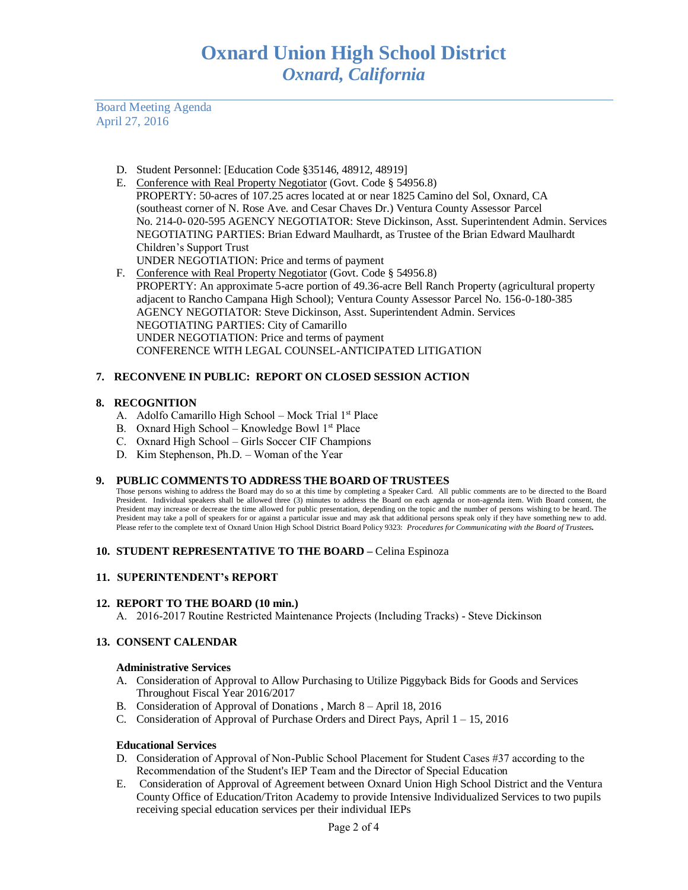D. Student Personnel: [Education Code §35146, 48912, 48919]

E. Conference with Real Property Negotiator (Govt. Code § 54956.8)
PROPERTY: 50-acres of 107.25 acres located at or near 1825 Camino del Sol, Oxnard, CA (southeast corner of N. Rose Ave. and Cesar Chaves Dr.) Ventura County Assessor Parcel No. 214-0-020-595 AGENCY NEGOTIATOR: Steve Dickinson, Asst. Superintendent Admin. Services
NEGOTIATING PARTIES: Brian Edward Maulhardt, as Trustee of the Brian Edward Maulhardt Children's Support Trust
UNDER NEGOTIATION: Price and terms of payment

F. Conference with Real Property Negotiator (Govt. Code § 54956.8)
PROPERTY: An approximate 5-acre portion of 49.36-acre Bell Ranch Property (agricultural property adjacent to Rancho Campana High School); Ventura County Assessor Parcel No. 156-0-180-385
AGENCY NEGOTIATOR: Steve Dickinson, Asst. Superintendent Admin. Services
NEGOTIATING PARTIES: City of Camarillo
UNDER NEGOTIATION: Price and terms of payment
CONFERENCE WITH LEGAL COUNSEL-ANTICIPATED LITIGATION

## 7. RECONVENE IN PUBLIC: REPORT ON CLOSED SESSION ACTION

## 8. RECOGNITION

A. Adolfo Camarillo High School – Mock Trial 1st Place
B. Oxnard High School – Knowledge Bowl 1st Place
C. Oxnard High School – Girls Soccer CIF Champions
D. Kim Stephenson, Ph.D. – Woman of the Year

## 9. PUBLIC COMMENTS TO ADDRESS THE BOARD OF TRUSTEES

Those persons wishing to address the Board may do so at this time by completing a Speaker Card. All public comments are to be directed to the Board President. Individual speakers shall be allowed three (3) minutes to address the Board on each agenda or non-agenda item. With Board consent, the President may increase or decrease the time allowed for public presentation, depending on the topic and the number of persons wishing to be heard. The President may take a poll of speakers for or against a particular issue and may ask that additional persons speak only if they have something new to add. Please refer to the complete text of Oxnard Union High School District Board Policy 9323: *Procedures for Communicating with the Board of Trustees.*

## 10. STUDENT REPRESENTATIVE TO THE BOARD – Celina Espinoza

## 11. SUPERINTENDENT's REPORT

## 12. REPORT TO THE BOARD (10 min.)

A. 2016-2017 Routine Restricted Maintenance Projects (Including Tracks) - Steve Dickinson

## 13. CONSENT CALENDAR

**Administrative Services**

A. Consideration of Approval to Allow Purchasing to Utilize Piggyback Bids for Goods and Services Throughout Fiscal Year 2016/2017
B. Consideration of Approval of Donations , March 8 – April 18, 2016
C. Consideration of Approval of Purchase Orders and Direct Pays, April 1 – 15, 2016

**Educational Services**

D. Consideration of Approval of Non-Public School Placement for Student Cases #37 according to the Recommendation of the Student's IEP Team and the Director of Special Education
E. Consideration of Approval of Agreement between Oxnard Union High School District and the Ventura County Office of Education/Triton Academy to provide Intensive Individualized Services to two pupils receiving special education services per their individual IEPs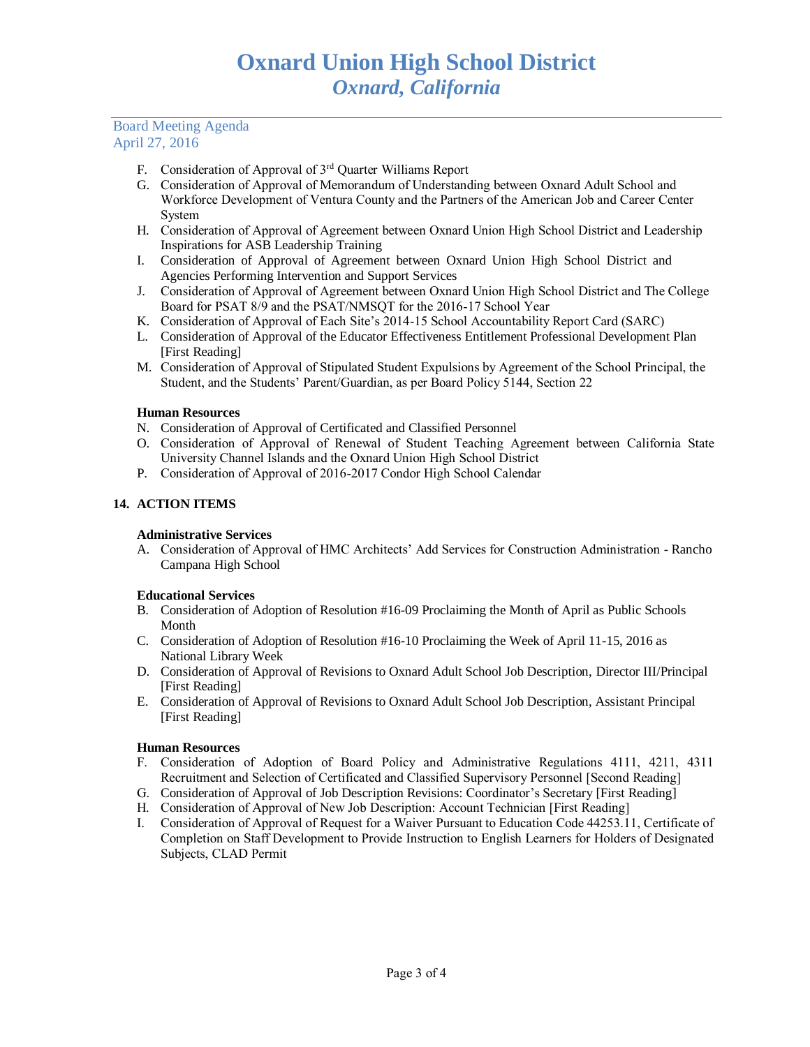F. Consideration of Approval of 3rd Quarter Williams Report
G. Consideration of Approval of Memorandum of Understanding between Oxnard Adult School and Workforce Development of Ventura County and the Partners of the American Job and Career Center System
H. Consideration of Approval of Agreement between Oxnard Union High School District and Leadership Inspirations for ASB Leadership Training
I. Consideration of Approval of Agreement between Oxnard Union High School District and Agencies Performing Intervention and Support Services
J. Consideration of Approval of Agreement between Oxnard Union High School District and The College Board for PSAT 8/9 and the PSAT/NMSQT for the 2016-17 School Year
K. Consideration of Approval of Each Site's 2014-15 School Accountability Report Card (SARC)
L. Consideration of Approval of the Educator Effectiveness Entitlement Professional Development Plan [First Reading]
M. Consideration of Approval of Stipulated Student Expulsions by Agreement of the School Principal, the Student, and the Students' Parent/Guardian, as per Board Policy 5144, Section 22

**Human Resources**

N. Consideration of Approval of Certificated and Classified Personnel
O. Consideration of Approval of Renewal of Student Teaching Agreement between California State University Channel Islands and the Oxnard Union High School District
P. Consideration of Approval of 2016-2017 Condor High School Calendar

**14. ACTION ITEMS**

**Administrative Services**

A. Consideration of Approval of HMC Architects' Add Services for Construction Administration - Rancho Campana High School

**Educational Services**

B. Consideration of Adoption of Resolution #16-09 Proclaiming the Month of April as Public Schools Month
C. Consideration of Adoption of Resolution #16-10 Proclaiming the Week of April 11-15, 2016 as National Library Week
D. Consideration of Approval of Revisions to Oxnard Adult School Job Description, Director III/Principal [First Reading]
E. Consideration of Approval of Revisions to Oxnard Adult School Job Description, Assistant Principal [First Reading]

**Human Resources**

F. Consideration of Adoption of Board Policy and Administrative Regulations 4111, 4211, 4311 Recruitment and Selection of Certificated and Classified Supervisory Personnel [Second Reading]
G. Consideration of Approval of Job Description Revisions: Coordinator's Secretary [First Reading]
H. Consideration of Approval of New Job Description: Account Technician [First Reading]
I. Consideration of Approval of Request for a Waiver Pursuant to Education Code 44253.11, Certificate of Completion on Staff Development to Provide Instruction to English Learners for Holders of Designated Subjects, CLAD Permit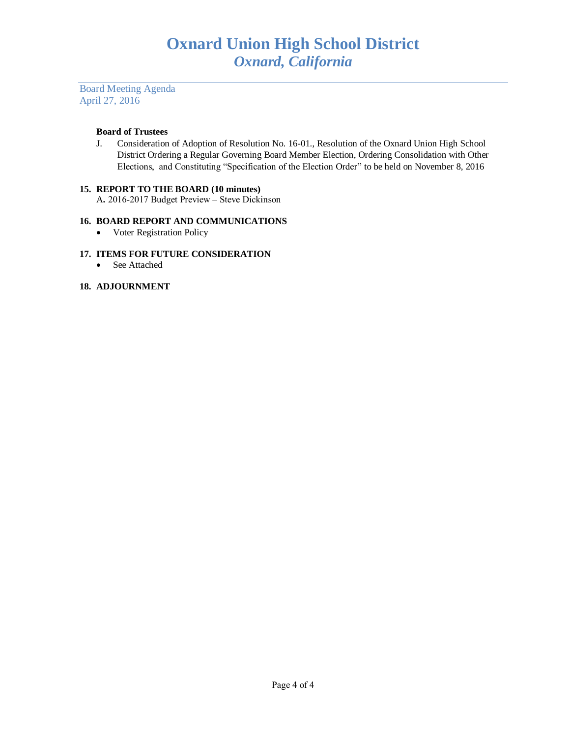**Board of Trustees**

J. Consideration of Adoption of Resolution No. 16-01., Resolution of the Oxnard Union High School District Ordering a Regular Governing Board Member Election, Ordering Consolidation with Other Elections, and Constituting "Specification of the Election Order" to be held on November 8, 2016

**15. REPORT TO THE BOARD (10 minutes)**

A**.** 2016-2017 Budget Preview – Steve Dickinson

**16. BOARD REPORT AND COMMUNICATIONS**

- Voter Registration Policy

**17. ITEMS FOR FUTURE CONSIDERATION**

- See Attached

**18. ADJOURNMENT**